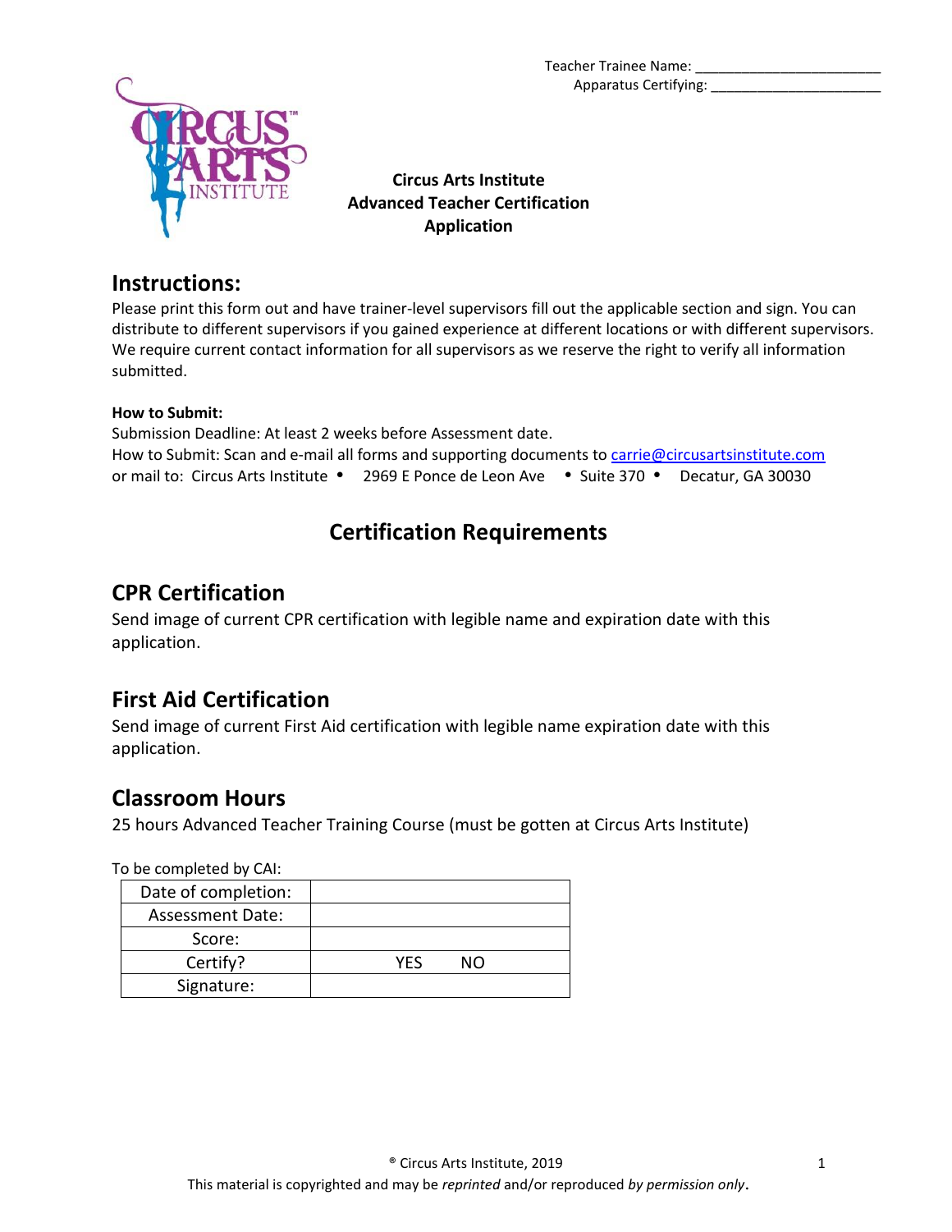Teacher Trainee Name: ________________________
Apparatus Certifying: ______________________

**Circus Arts Institute**
**Advanced Teacher Certification**
**Application**

## Instructions:

Please print this form out and have trainer-level supervisors fill out the applicable section and sign. You can distribute to different supervisors if you gained experience at different locations or with different supervisors. We require current contact information for all supervisors as we reserve the right to verify all information submitted.

**How to Submit:**

Submission Deadline: At least 2 weeks before Assessment date.
How to Submit: Scan and e-mail all forms and supporting documents to carrie@circusartsinstitute.com or mail to: Circus Arts Institute • 2969 E Ponce de Leon Ave • Suite 370 • Decatur, GA 30030

# Certification Requirements

## CPR Certification

Send image of current CPR certification with legible name and expiration date with this application.

## First Aid Certification

Send image of current First Aid certification with legible name expiration date with this application.

## Classroom Hours

25 hours Advanced Teacher Training Course (must be gotten at Circus Arts Institute)

To be completed by CAI:

| | |
|---|---|
| Date of completion: | |
| Assessment Date: | |
| Score: | |
| Certify? | YES NO |
| Signature: | |

® Circus Arts Institute, 2019
This material is copyrighted and may be *reprinted* and/or reproduced *by permission only*.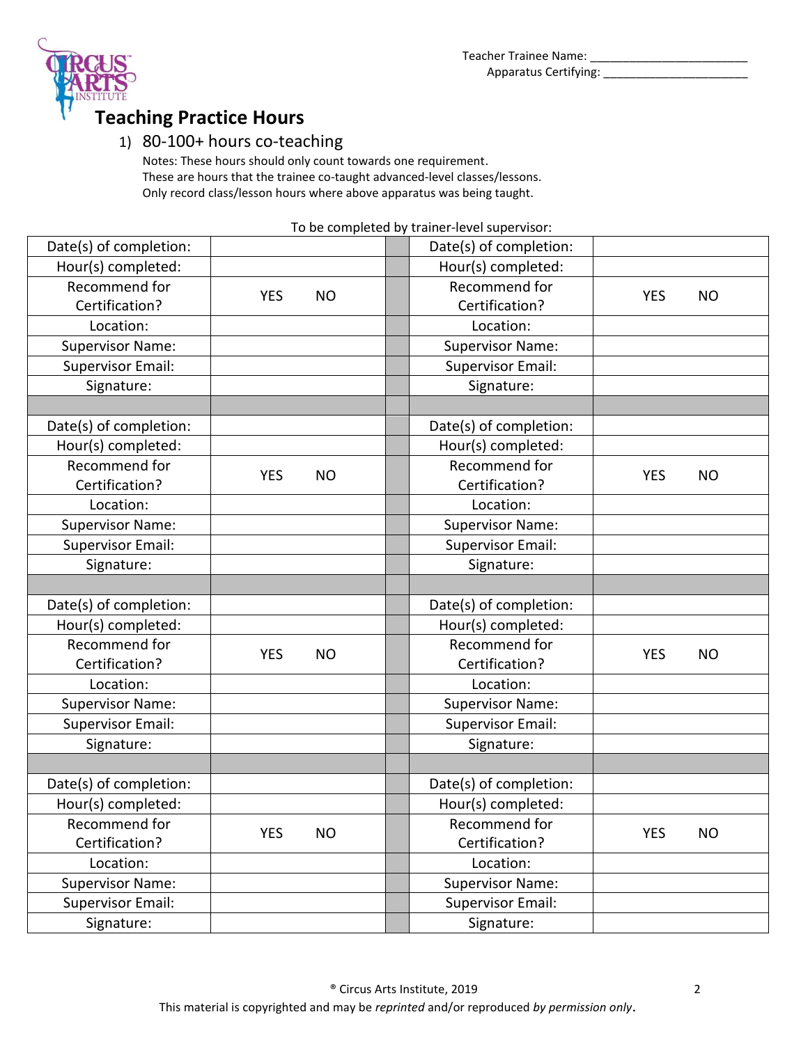Teacher Trainee Name: ________________________
Apparatus Certifying: ______________________

## Teaching Practice Hours

1) 80-100+ hours co-teaching

Notes: These hours should only count towards one requirement.
These are hours that the trainee co-taught advanced-level classes/lessons.
Only record class/lesson hours where above apparatus was being taught.

To be completed by trainer-level supervisor:

| | | | | |
|---|---|---|---|---|
| Date(s) of completion: | | | Date(s) of completion: | |
| Hour(s) completed: | | | Hour(s) completed: | |
| Recommend for Certification? | YES NO | | Recommend for Certification? | YES NO |
| Location: | | | Location: | |
| Supervisor Name: | | | Supervisor Name: | |
| Supervisor Email: | | | Supervisor Email: | |
| Signature: | | | Signature: | |
| | | | | |
| Date(s) of completion: | | | Date(s) of completion: | |
| Hour(s) completed: | | | Hour(s) completed: | |
| Recommend for Certification? | YES NO | | Recommend for Certification? | YES NO |
| Location: | | | Location: | |
| Supervisor Name: | | | Supervisor Name: | |
| Supervisor Email: | | | Supervisor Email: | |
| Signature: | | | Signature: | |
| | | | | |
| Date(s) of completion: | | | Date(s) of completion: | |
| Hour(s) completed: | | | Hour(s) completed: | |
| Recommend for Certification? | YES NO | | Recommend for Certification? | YES NO |
| Location: | | | Location: | |
| Supervisor Name: | | | Supervisor Name: | |
| Supervisor Email: | | | Supervisor Email: | |
| Signature: | | | Signature: | |
| | | | | |
| Date(s) of completion: | | | Date(s) of completion: | |
| Hour(s) completed: | | | Hour(s) completed: | |
| Recommend for Certification? | YES NO | | Recommend for Certification? | YES NO |
| Location: | | | Location: | |
| Supervisor Name: | | | Supervisor Name: | |
| Supervisor Email: | | | Supervisor Email: | |
| Signature: | | | Signature: | |

® Circus Arts Institute, 2019
This material is copyrighted and may be *reprinted* and/or reproduced *by permission only*.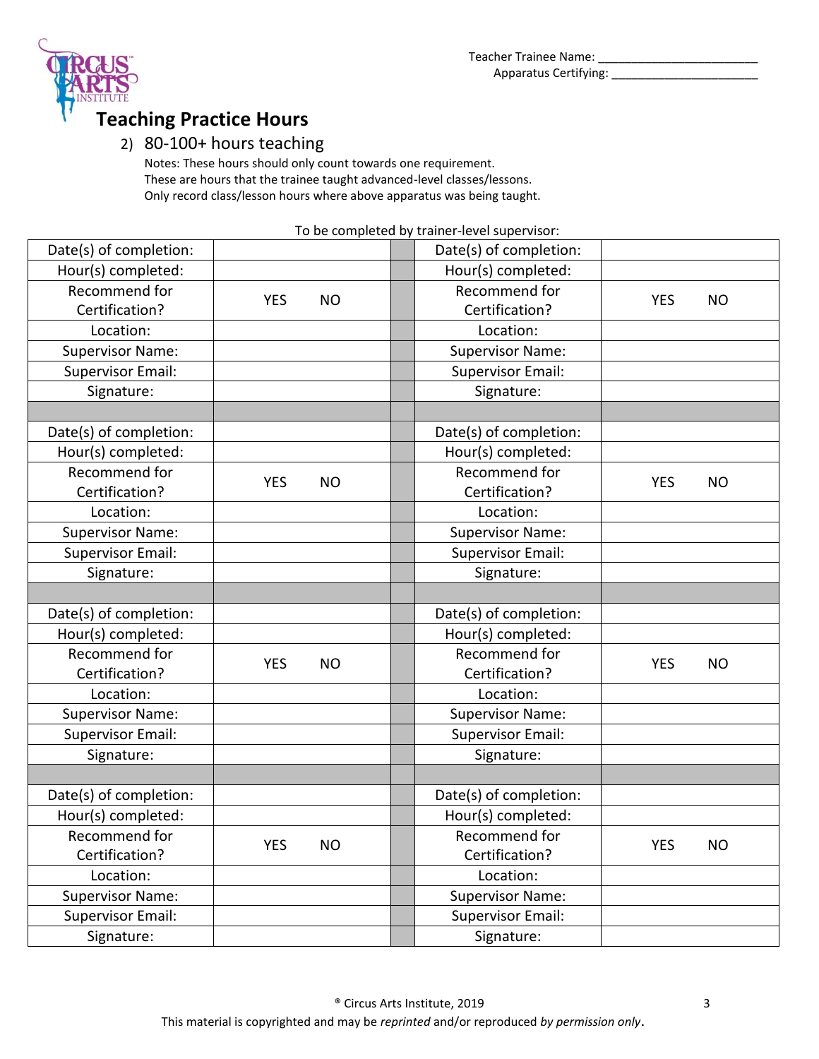Teacher Trainee Name: _______________________
Apparatus Certifying: _______________________

## Teaching Practice Hours

2) 80-100+ hours teaching

Notes: These hours should only count towards one requirement.
These are hours that the trainee taught advanced-level classes/lessons.
Only record class/lesson hours where above apparatus was being taught.

To be completed by trainer-level supervisor:

| | | | | |
|---|---|---|---|---|
| Date(s) of completion: | | | Date(s) of completion: | |
| Hour(s) completed: | | | Hour(s) completed: | |
| Recommend for Certification? | YES NO | | Recommend for Certification? | YES NO |
| Location: | | | Location: | |
| Supervisor Name: | | | Supervisor Name: | |
| Supervisor Email: | | | Supervisor Email: | |
| Signature: | | | Signature: | |
| | | | | |
| Date(s) of completion: | | | Date(s) of completion: | |
| Hour(s) completed: | | | Hour(s) completed: | |
| Recommend for Certification? | YES NO | | Recommend for Certification? | YES NO |
| Location: | | | Location: | |
| Supervisor Name: | | | Supervisor Name: | |
| Supervisor Email: | | | Supervisor Email: | |
| Signature: | | | Signature: | |
| | | | | |
| Date(s) of completion: | | | Date(s) of completion: | |
| Hour(s) completed: | | | Hour(s) completed: | |
| Recommend for Certification? | YES NO | | Recommend for Certification? | YES NO |
| Location: | | | Location: | |
| Supervisor Name: | | | Supervisor Name: | |
| Supervisor Email: | | | Supervisor Email: | |
| Signature: | | | Signature: | |
| | | | | |
| Date(s) of completion: | | | Date(s) of completion: | |
| Hour(s) completed: | | | Hour(s) completed: | |
| Recommend for Certification? | YES NO | | Recommend for Certification? | YES NO |
| Location: | | | Location: | |
| Supervisor Name: | | | Supervisor Name: | |
| Supervisor Email: | | | Supervisor Email: | |
| Signature: | | | Signature: | |

® Circus Arts Institute, 2019

This material is copyrighted and may be *reprinted* and/or reproduced *by permission only*.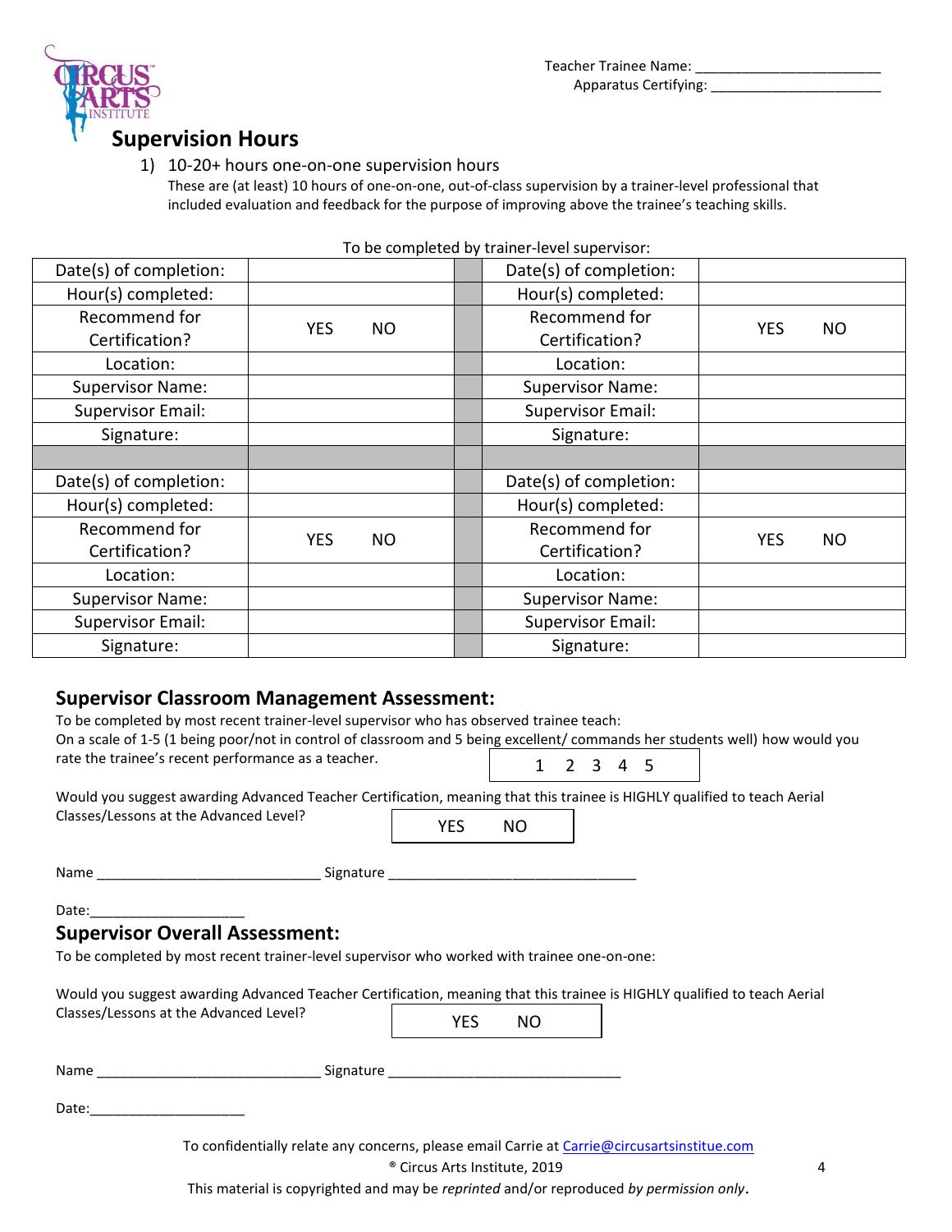Teacher Trainee Name: ________________________
Apparatus Certifying: ______________________

## Supervision Hours

1) 10-20+ hours one-on-one supervision hours
   These are (at least) 10 hours of one-on-one, out-of-class supervision by a trainer-level professional that included evaluation and feedback for the purpose of improving above the trainee's teaching skills.

To be completed by trainer-level supervisor:

| | | | | |
|---|---|---|---|---|
| Date(s) of completion: | | | Date(s) of completion: | |
| Hour(s) completed: | | | Hour(s) completed: | |
| Recommend for Certification? | YES NO | | Recommend for Certification? | YES NO |
| Location: | | | Location: | |
| Supervisor Name: | | | Supervisor Name: | |
| Supervisor Email: | | | Supervisor Email: | |
| Signature: | | | Signature: | |
| | | | | |
| Date(s) of completion: | | | Date(s) of completion: | |
| Hour(s) completed: | | | Hour(s) completed: | |
| Recommend for Certification? | YES NO | | Recommend for Certification? | YES NO |
| Location: | | | Location: | |
| Supervisor Name: | | | Supervisor Name: | |
| Supervisor Email: | | | Supervisor Email: | |
| Signature: | | | Signature: | |

## Supervisor Classroom Management Assessment:

To be completed by most recent trainer-level supervisor who has observed trainee teach:
On a scale of 1-5 (1 being poor/not in control of classroom and 5 being excellent/ commands her students well) how would you rate the trainee's recent performance as a teacher.

1 2 3 4 5

Would you suggest awarding Advanced Teacher Certification, meaning that this trainee is HIGHLY qualified to teach Aerial Classes/Lessons at the Advanced Level?

YES NO

Name _____________________________ Signature _________________________________

Date:___________________

## Supervisor Overall Assessment:

To be completed by most recent trainer-level supervisor who worked with trainee one-on-one:

Would you suggest awarding Advanced Teacher Certification, meaning that this trainee is HIGHLY qualified to teach Aerial Classes/Lessons at the Advanced Level?

YES NO

Name _____________________________ Signature ______________________________

Date:____________________

To confidentially relate any concerns, please email Carrie at Carrie@circusartsinstitue.com

® Circus Arts Institute, 2019

This material is copyrighted and may be *reprinted* and/or reproduced *by permission only*.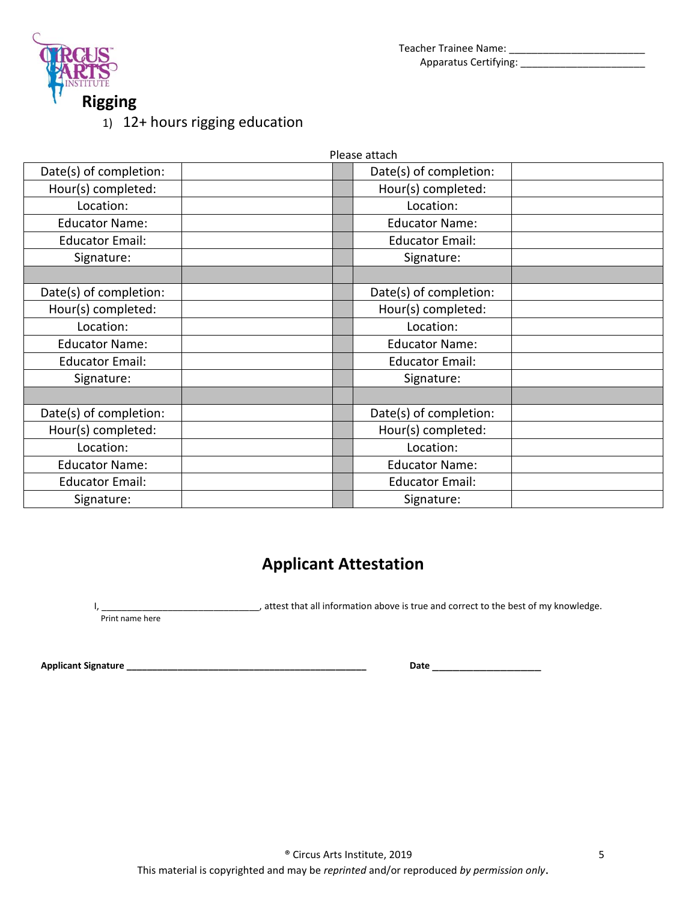Teacher Trainee Name: ________________________
Apparatus Certifying: ______________________

## Rigging

1) 12+ hours rigging education

Please attach

| | | | | |
|---|---|---|---|---|
| Date(s) of completion: | | | Date(s) of completion: | |
| Hour(s) completed: | | | Hour(s) completed: | |
| Location: | | | Location: | |
| Educator Name: | | | Educator Name: | |
| Educator Email: | | | Educator Email: | |
| Signature: | | | Signature: | |
| | | | | |
| Date(s) of completion: | | | Date(s) of completion: | |
| Hour(s) completed: | | | Hour(s) completed: | |
| Location: | | | Location: | |
| Educator Name: | | | Educator Name: | |
| Educator Email: | | | Educator Email: | |
| Signature: | | | Signature: | |
| | | | | |
| Date(s) of completion: | | | Date(s) of completion: | |
| Hour(s) completed: | | | Hour(s) completed: | |
| Location: | | | Location: | |
| Educator Name: | | | Educator Name: | |
| Educator Email: | | | Educator Email: | |
| Signature: | | | Signature: | |

## Applicant Attestation

I, _____________________________, attest that all information above is true and correct to the best of my knowledge.
Print name here

**Applicant Signature** _______________________________________________ **Date** ____________________

® Circus Arts Institute, 2019
This material is copyrighted and may be *reprinted* and/or reproduced *by permission only*.